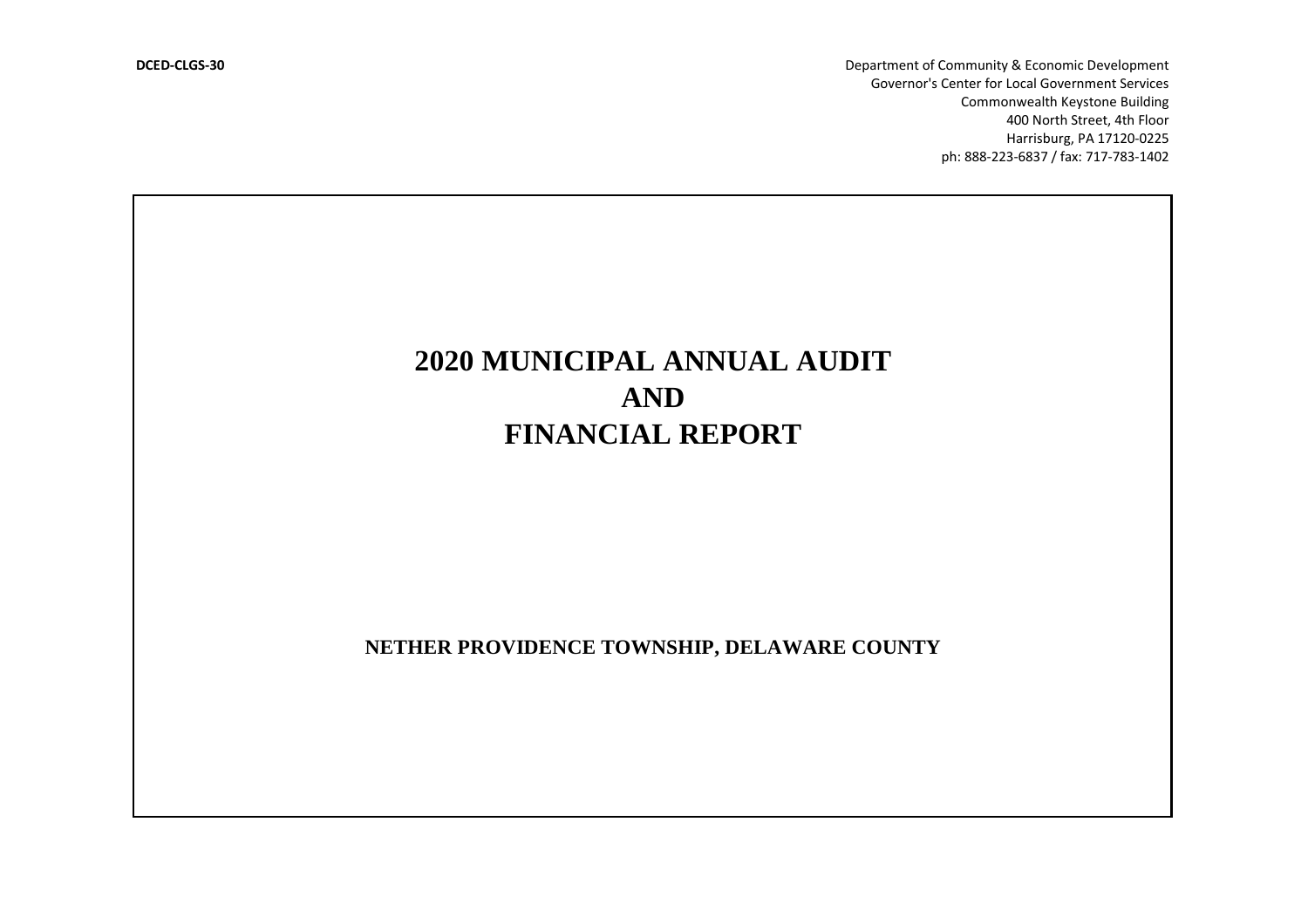DCED-CLGS-30

Department of Community & Economic Development
Governor's Center for Local Government Services
Commonwealth Keystone Building
400 North Street, 4th Floor
Harrisburg, PA 17120-0225
ph: 888-223-6837 / fax: 717-783-1402

# 2020 MUNICIPAL ANNUAL AUDIT AND FINANCIAL REPORT

**NETHER PROVIDENCE TOWNSHIP, DELAWARE COUNTY**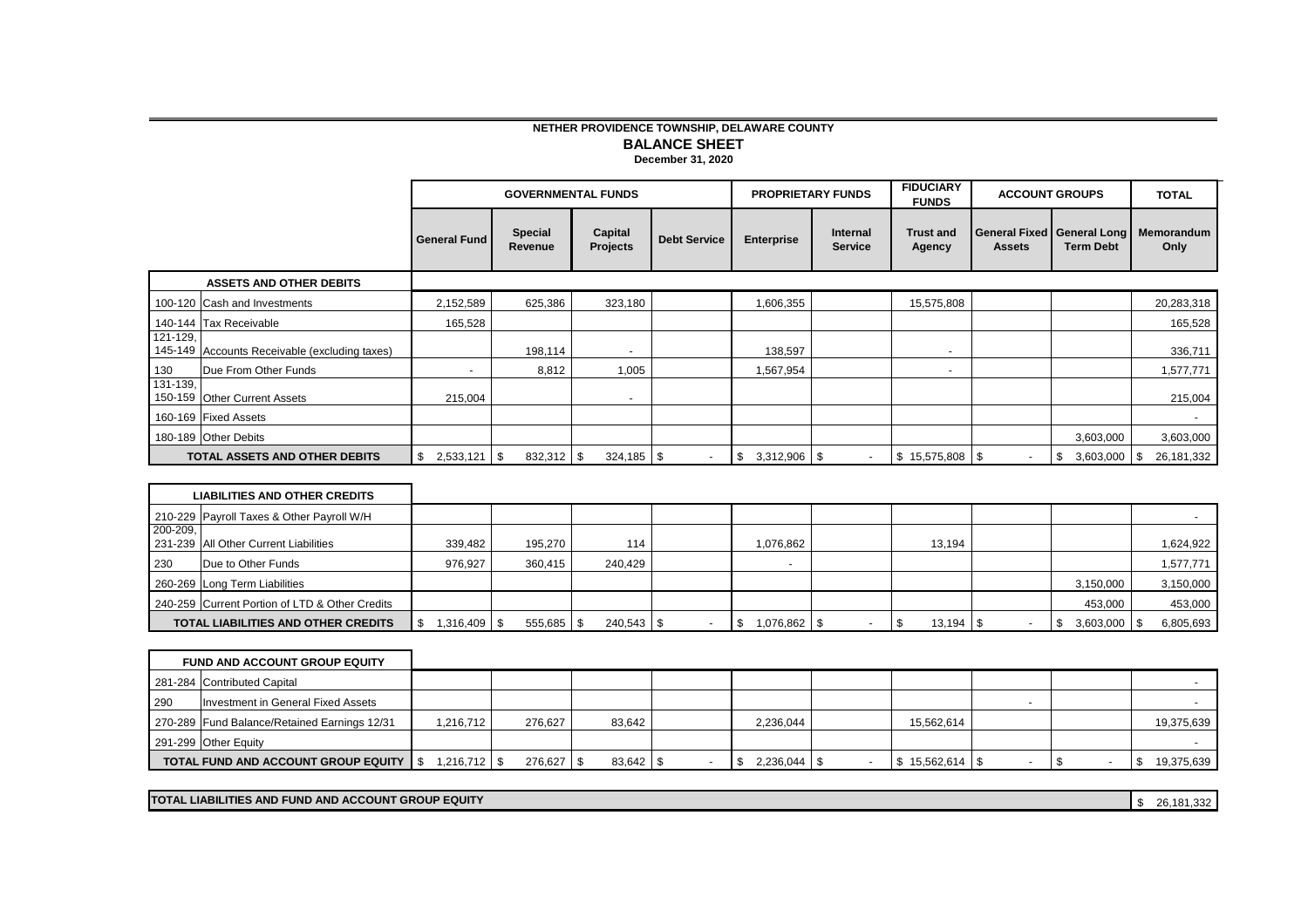**NETHER PROVIDENCE TOWNSHIP, DELAWARE COUNTY**

**BALANCE SHEET**

**December 31, 2020**

| | | GOVERNMENTAL FUNDS | | | | PROPRIETARY FUNDS | | FIDUCIARY FUNDS | ACCOUNT GROUPS | | TOTAL |
|---|---|---|---|---|---|---|---|---|---|---|---|
| | | General Fund | Special Revenue | Capital Projects | Debt Service | Enterprise | Internal Service | Trust and Agency | General Fixed Assets | General Long Term Debt | Memorandum Only |
| | **ASSETS AND OTHER DEBITS** | | | | | | | | | | |
| 100-120 | Cash and Investments | 2,152,589 | 625,386 | 323,180 | | 1,606,355 | | 15,575,808 | | | 20,283,318 |
| 140-144 | Tax Receivable | 165,528 | | | | | | | | | 165,528 |
| 121-129, 145-149 | Accounts Receivable (excluding taxes) | | 198,114 | - | | 138,597 | | - | | | 336,711 |
| 130 | Due From Other Funds | - | 8,812 | 1,005 | | 1,567,954 | | - | | | 1,577,771 |
| 131-139, 150-159 | Other Current Assets | 215,004 | | - | | | | | | | 215,004 |
| 160-169 | Fixed Assets | | | | | | | | | | - |
| 180-189 | Other Debits | | | | | | | | | 3,603,000 | 3,603,000 |
| | **TOTAL ASSETS AND OTHER DEBITS** | $ 2,533,121 | $ 832,312 | $ 324,185 | $ - | $ 3,312,906 | $ - | $ 15,575,808 | $ - | $ 3,603,000 | $ 26,181,332 |
| | **LIABILITIES AND OTHER CREDITS** | | | | | | | | | | |
| 210-229 | Payroll Taxes & Other Payroll W/H | | | | | | | | | | - |
| 200-209, 231-239 | All Other Current Liabilities | 339,482 | 195,270 | 114 | | 1,076,862 | | 13,194 | | | 1,624,922 |
| 230 | Due to Other Funds | 976,927 | 360,415 | 240,429 | | - | | | | | 1,577,771 |
| 260-269 | Long Term Liabilities | | | | | | | | | 3,150,000 | 3,150,000 |
| 240-259 | Current Portion of LTD & Other Credits | | | | | | | | | 453,000 | 453,000 |
| | **TOTAL LIABILITIES AND OTHER CREDITS** | $ 1,316,409 | $ 555,685 | $ 240,543 | $ - | $ 1,076,862 | $ - | $ 13,194 | $ - | $ 3,603,000 | $ 6,805,693 |
| | **FUND AND ACCOUNT GROUP EQUITY** | | | | | | | | | | |
| 281-284 | Contributed Capital | | | | | | | | | | - |
| 290 | Investment in General Fixed Assets | | | | | | | | - | | - |
| 270-289 | Fund Balance/Retained Earnings 12/31 | 1,216,712 | 276,627 | 83,642 | | 2,236,044 | | 15,562,614 | | | 19,375,639 |
| 291-299 | Other Equity | | | | | | | | | | - |
| | **TOTAL FUND AND ACCOUNT GROUP EQUITY** | $ 1,216,712 | $ 276,627 | $ 83,642 | $ - | $ 2,236,044 | $ - | $ 15,562,614 | $ - | $ - | $ 19,375,639 |
| | **TOTAL LIABILITIES AND FUND AND ACCOUNT GROUP EQUITY** | | | | | | | | | | $ 26,181,332 |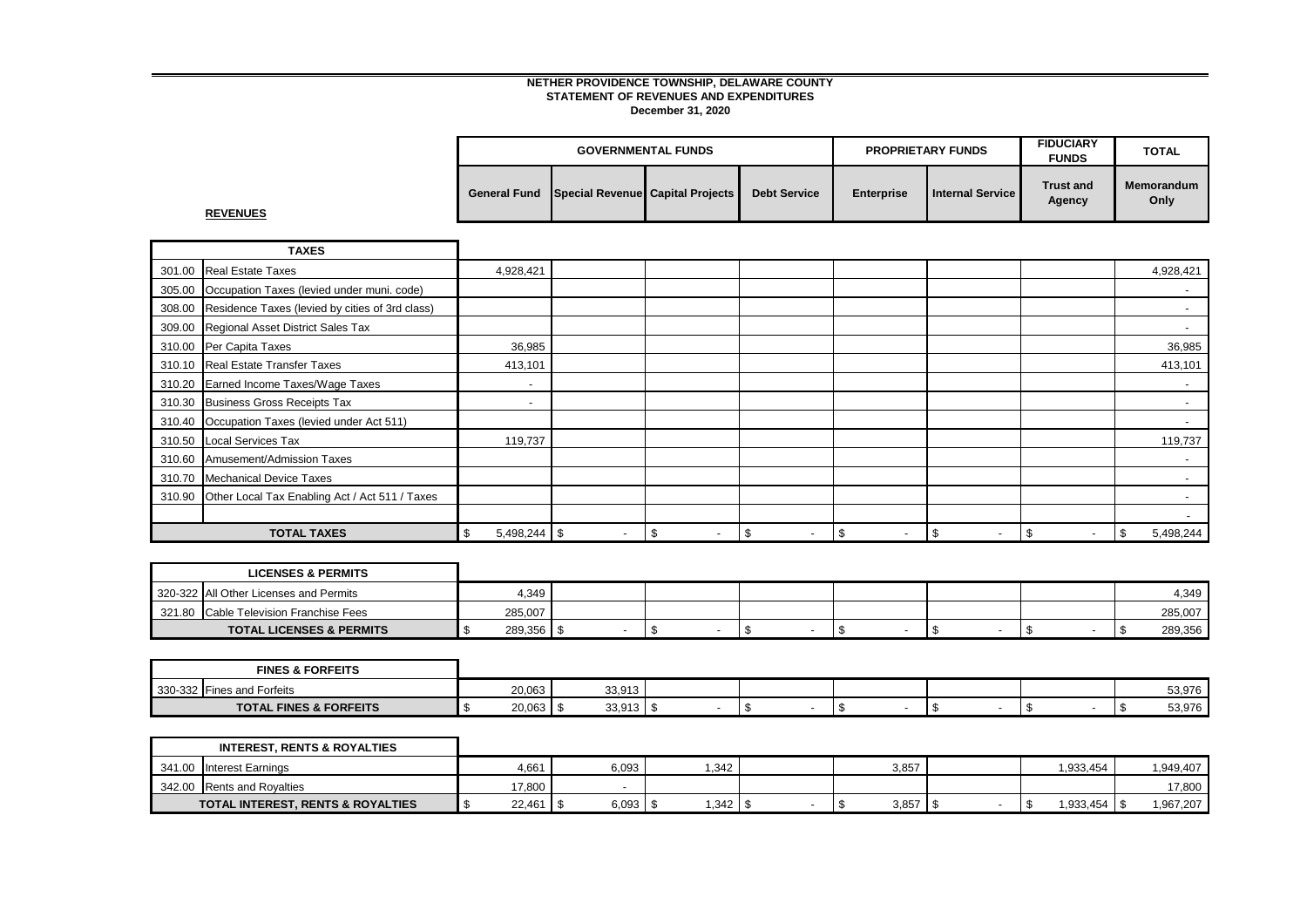**NETHER PROVIDENCE TOWNSHIP, DELAWARE COUNTY**
**STATEMENT OF REVENUES AND EXPENDITURES**
**December 31, 2020**

| | | GOVERNMENTAL FUNDS | | | | PROPRIETARY FUNDS | | FIDUCIARY FUNDS | TOTAL |
|---|---|---|---|---|---|---|---|---|---|
| | | General Fund | Special Revenue | Capital Projects | Debt Service | Enterprise | Internal Service | Trust and Agency | Memorandum Only |
| **REVENUES** | | | | | | | | | |
| | **TAXES** | | | | | | | | |
| 301.00 | Real Estate Taxes | 4,928,421 | | | | | | | 4,928,421 |
| 305.00 | Occupation Taxes (levied under muni. code) | | | | | | | | - |
| 308.00 | Residence Taxes (levied by cities of 3rd class) | | | | | | | | - |
| 309.00 | Regional Asset District Sales Tax | | | | | | | | - |
| 310.00 | Per Capita Taxes | 36,985 | | | | | | | 36,985 |
| 310.10 | Real Estate Transfer Taxes | 413,101 | | | | | | | 413,101 |
| 310.20 | Earned Income Taxes/Wage Taxes | - | | | | | | | - |
| 310.30 | Business Gross Receipts Tax | - | | | | | | | - |
| 310.40 | Occupation Taxes (levied under Act 511) | | | | | | | | - |
| 310.50 | Local Services Tax | 119,737 | | | | | | | 119,737 |
| 310.60 | Amusement/Admission Taxes | | | | | | | | - |
| 310.70 | Mechanical Device Taxes | | | | | | | | - |
| 310.90 | Other Local Tax Enabling Act / Act 511 / Taxes | | | | | | | | - |
| | | | | | | | | | - |
| | **TOTAL TAXES** | $ 5,498,244 | $ - | $ - | $ - | $ - | $ - | $ - | $ 5,498,244 |
| | **LICENSES & PERMITS** | | | | | | | | |
| 320-322 | All Other Licenses and Permits | 4,349 | | | | | | | 4,349 |
| 321.80 | Cable Television Franchise Fees | 285,007 | | | | | | | 285,007 |
| | **TOTAL LICENSES & PERMITS** | $ 289,356 | $ - | $ - | $ - | $ - | $ - | $ - | $ 289,356 |
| | **FINES & FORFEITS** | | | | | | | | |
| 330-332 | Fines and Forfeits | 20,063 | 33,913 | | | | | | 53,976 |
| | **TOTAL FINES & FORFEITS** | $ 20,063 | $ 33,913 | $ - | $ - | $ - | $ - | $ - | $ 53,976 |
| | **INTEREST, RENTS & ROYALTIES** | | | | | | | | |
| 341.00 | Interest Earnings | 4,661 | 6,093 | 1,342 | | 3,857 | | 1,933,454 | 1,949,407 |
| 342.00 | Rents and Royalties | 17,800 | - | | | | | | 17,800 |
| | **TOTAL INTEREST, RENTS & ROYALTIES** | $ 22,461 | $ 6,093 | $ 1,342 | $ - | $ 3,857 | $ - | $ 1,933,454 | $ 1,967,207 |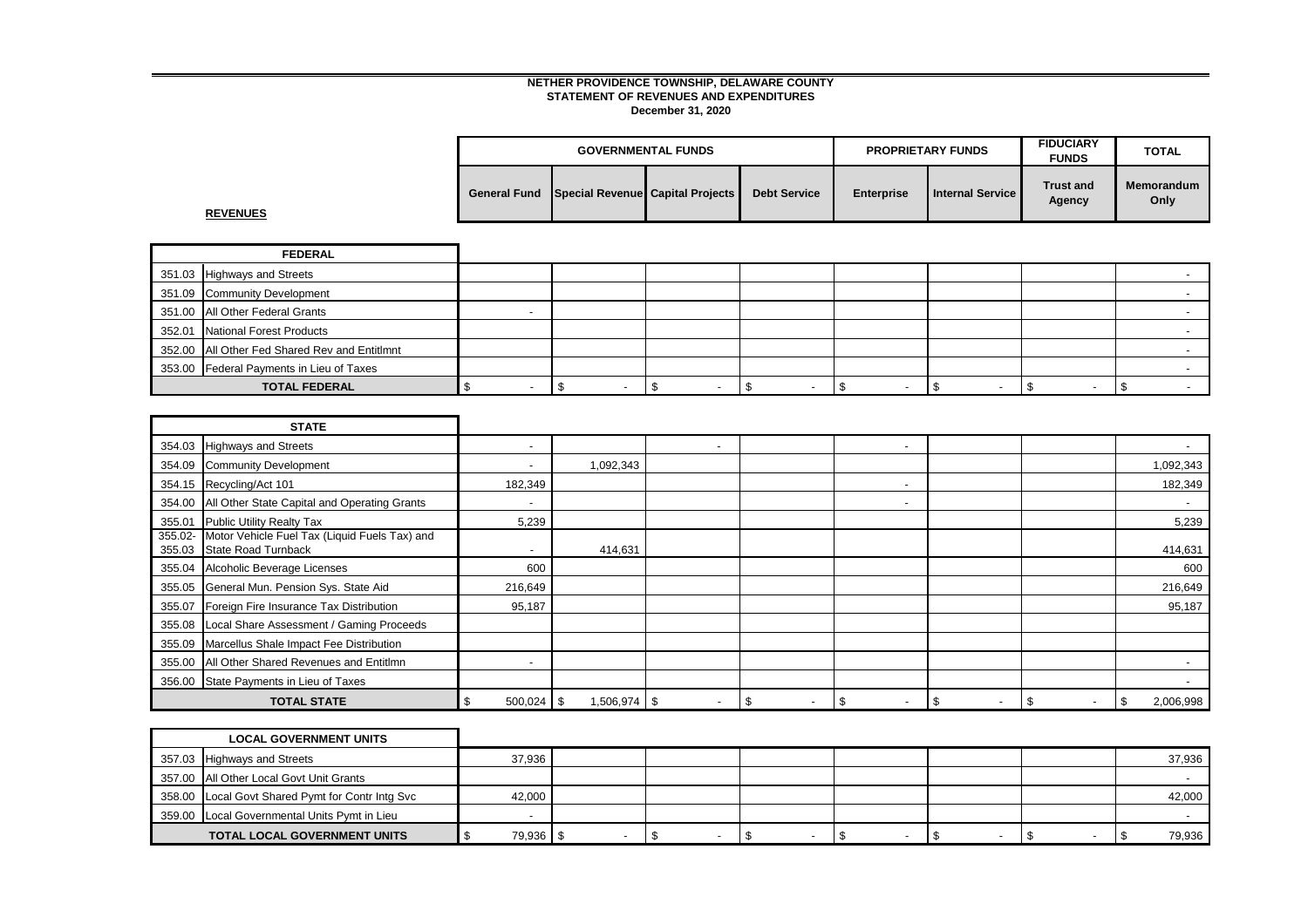**NETHER PROVIDENCE TOWNSHIP, DELAWARE COUNTY**
**STATEMENT OF REVENUES AND EXPENDITURES**
**December 31, 2020**

**REVENUES**

| | | GOVERNMENTAL FUNDS | | | | PROPRIETARY FUNDS | | FIDUCIARY FUNDS | TOTAL |
|---|---|---|---|---|---|---|---|---|---|
| | | General Fund | Special Revenue | Capital Projects | Debt Service | Enterprise | Internal Service | Trust and Agency | Memorandum Only |
| | **FEDERAL** | | | | | | | | |
| 351.03 | Highways and Streets | | | | | | | | - |
| 351.09 | Community Development | | | | | | | | - |
| 351.00 | All Other Federal Grants | - | | | | | | | - |
| 352.01 | National Forest Products | | | | | | | | - |
| 352.00 | All Other Fed Shared Rev and Entitlmnt | | | | | | | | - |
| 353.00 | Federal Payments in Lieu of Taxes | | | | | | | | - |
| | **TOTAL FEDERAL** | $ - | $ - | $ - | $ - | $ - | $ - | $ - | $ - |
| | **STATE** | | | | | | | | |
| 354.03 | Highways and Streets | - | | - | | - | | | - |
| 354.09 | Community Development | - | 1,092,343 | | | | | | 1,092,343 |
| 354.15 | Recycling/Act 101 | 182,349 | | | | - | | | 182,349 |
| 354.00 | All Other State Capital and Operating Grants | - | | | | - | | | - |
| 355.01 | Public Utility Realty Tax | 5,239 | | | | | | | 5,239 |
| 355.02-355.03 | Motor Vehicle Fuel Tax (Liquid Fuels Tax) and State Road Turnback | - | 414,631 | | | | | | 414,631 |
| 355.04 | Alcoholic Beverage Licenses | 600 | | | | | | | 600 |
| 355.05 | General Mun. Pension Sys. State Aid | 216,649 | | | | | | | 216,649 |
| 355.07 | Foreign Fire Insurance Tax Distribution | 95,187 | | | | | | | 95,187 |
| 355.08 | Local Share Assessment / Gaming Proceeds | | | | | | | | |
| 355.09 | Marcellus Shale Impact Fee Distribution | | | | | | | | |
| 355.00 | All Other Shared Revenues and Entitlmn | - | | | | | | | - |
| 356.00 | State Payments in Lieu of Taxes | | | | | | | | - |
| | **TOTAL STATE** | $ 500,024 | $ 1,506,974 | $ - | $ - | $ - | $ - | $ - | $ 2,006,998 |
| | **LOCAL GOVERNMENT UNITS** | | | | | | | | |
| 357.03 | Highways and Streets | 37,936 | | | | | | | 37,936 |
| 357.00 | All Other Local Govt Unit Grants | | | | | | | | - |
| 358.00 | Local Govt Shared Pymt for Contr Intg Svc | 42,000 | | | | | | | 42,000 |
| 359.00 | Local Governmental Units Pymt in Lieu | - | | | | | | | - |
| | **TOTAL LOCAL GOVERNMENT UNITS** | $ 79,936 | $ - | $ - | $ - | $ - | $ - | $ - | $ 79,936 |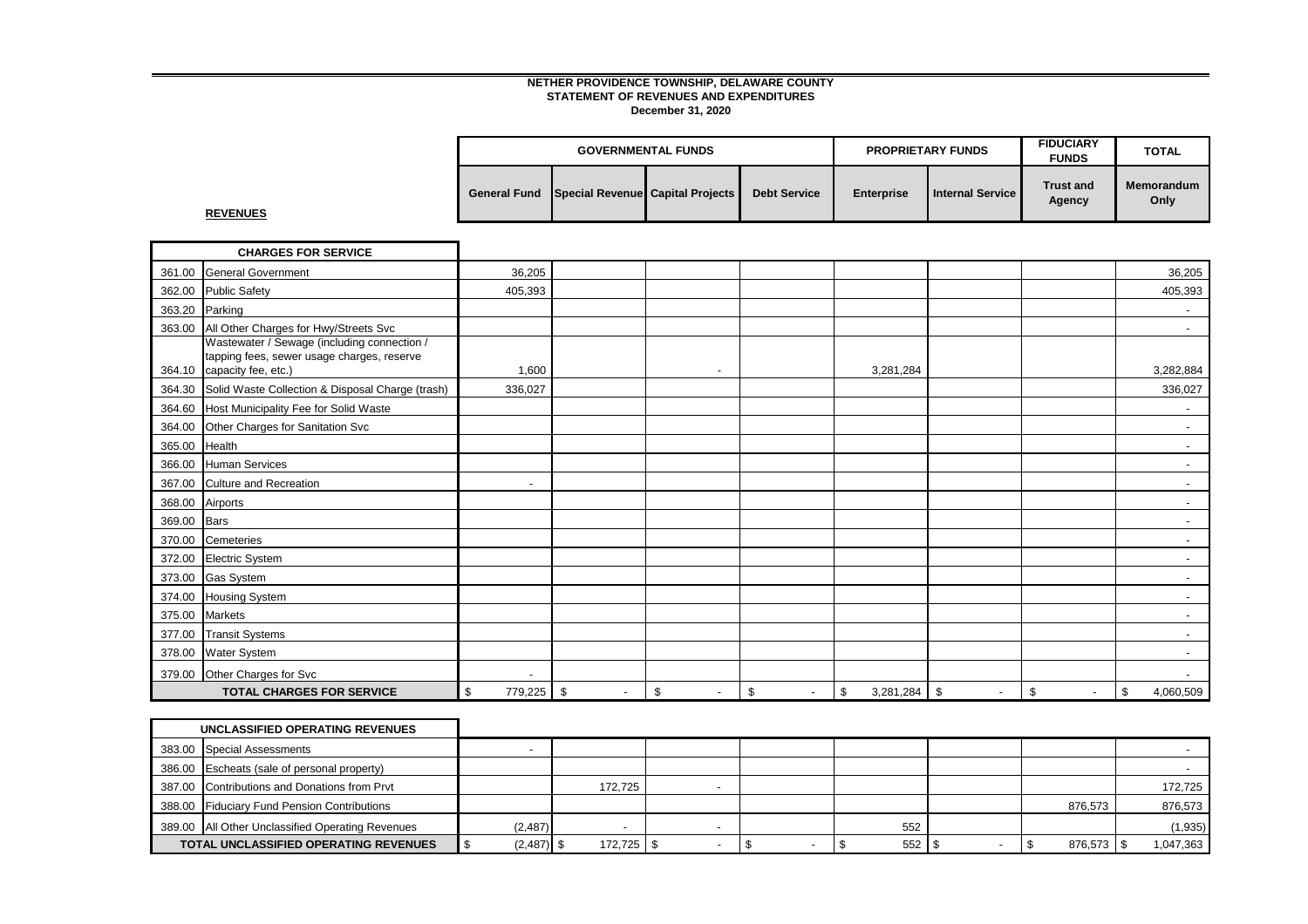**NETHER PROVIDENCE TOWNSHIP, DELAWARE COUNTY**
**STATEMENT OF REVENUES AND EXPENDITURES**
**December 31, 2020**

**REVENUES**

| | | GOVERNMENTAL FUNDS | | | | PROPRIETARY FUNDS | | FIDUCIARY FUNDS | TOTAL |
|---|---|---|---|---|---|---|---|---|---|
| | | General Fund | Special Revenue | Capital Projects | Debt Service | Enterprise | Internal Service | Trust and Agency | Memorandum Only |
| | **CHARGES FOR SERVICE** | | | | | | | | |
| 361.00 | General Government | 36,205 | | | | | | | 36,205 |
| 362.00 | Public Safety | 405,393 | | | | | | | 405,393 |
| 363.20 | Parking | | | | | | | | - |
| 363.00 | All Other Charges for Hwy/Streets Svc | | | | | | | | - |
| 364.10 | Wastewater / Sewage (including connection / tapping fees, sewer usage charges, reserve capacity fee, etc.) | 1,600 | | - | | 3,281,284 | | | 3,282,884 |
| 364.30 | Solid Waste Collection & Disposal Charge (trash) | 336,027 | | | | | | | 336,027 |
| 364.60 | Host Municipality Fee for Solid Waste | | | | | | | | - |
| 364.00 | Other Charges for Sanitation Svc | | | | | | | | - |
| 365.00 | Health | | | | | | | | - |
| 366.00 | Human Services | | | | | | | | - |
| 367.00 | Culture and Recreation | - | | | | | | | - |
| 368.00 | Airports | | | | | | | | - |
| 369.00 | Bars | | | | | | | | - |
| 370.00 | Cemeteries | | | | | | | | - |
| 372.00 | Electric System | | | | | | | | - |
| 373.00 | Gas System | | | | | | | | - |
| 374.00 | Housing System | | | | | | | | - |
| 375.00 | Markets | | | | | | | | - |
| 377.00 | Transit Systems | | | | | | | | - |
| 378.00 | Water System | | | | | | | | - |
| 379.00 | Other Charges for Svc | - | | | | | | | - |
| | **TOTAL CHARGES FOR SERVICE** | $ 779,225 | $ - | $ - | $ - | $ 3,281,284 | $ - | $ - | $ 4,060,509 |

| | **UNCLASSIFIED OPERATING REVENUES** | General Fund | Special Revenue | Capital Projects | Debt Service | Enterprise | Internal Service | Trust and Agency | Memorandum Only |
|---|---|---|---|---|---|---|---|---|---|
| 383.00 | Special Assessments | - | | | | | | | - |
| 386.00 | Escheats (sale of personal property) | | | | | | | | - |
| 387.00 | Contributions and Donations from Prvt | | 172,725 | - | | | | | 172,725 |
| 388.00 | Fiduciary Fund Pension Contributions | | | | | | | 876,573 | 876,573 |
| 389.00 | All Other Unclassified Operating Revenues | (2,487) | - | - | | 552 | | | (1,935) |
| | **TOTAL UNCLASSIFIED OPERATING REVENUES** | $ (2,487) | $ 172,725 | $ - | $ - | $ 552 | $ - | $ 876,573 | $ 1,047,363 |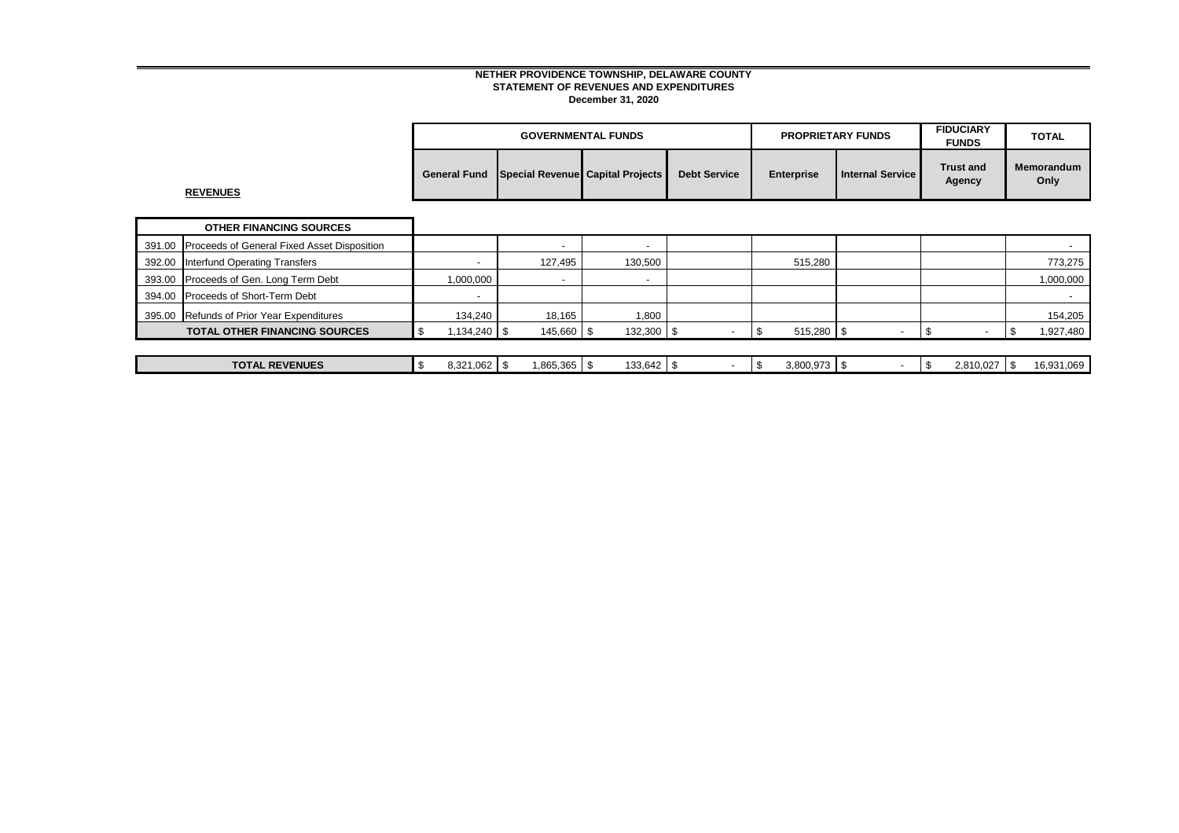**NETHER PROVIDENCE TOWNSHIP, DELAWARE COUNTY**
**STATEMENT OF REVENUES AND EXPENDITURES**
**December 31, 2020**

| | | GOVERNMENTAL FUNDS | | | | PROPRIETARY FUNDS | | FIDUCIARY FUNDS | TOTAL |
|---|---|---|---|---|---|---|---|---|---|
| **REVENUES** | | General Fund | Special Revenue | Capital Projects | Debt Service | Enterprise | Internal Service | Trust and Agency | Memorandum Only |
| | **OTHER FINANCING SOURCES** | | | | | | | | |
| 391.00 | Proceeds of General Fixed Asset Disposition | | - | - | | | | | - |
| 392.00 | Interfund Operating Transfers | - | 127,495 | 130,500 | | 515,280 | | | 773,275 |
| 393.00 | Proceeds of Gen. Long Term Debt | 1,000,000 | - | - | | | | | 1,000,000 |
| 394.00 | Proceeds of Short-Term Debt | - | | | | | | | - |
| 395.00 | Refunds of Prior Year Expenditures | 134,240 | 18,165 | 1,800 | | | | | 154,205 |
| | **TOTAL OTHER FINANCING SOURCES** | $ 1,134,240 | $ 145,660 | $ 132,300 | $ - | $ 515,280 | $ - | $ - | $ 1,927,480 |
| | **TOTAL REVENUES** | $ 8,321,062 | $ 1,865,365 | $ 133,642 | $ - | $ 3,800,973 | $ - | $ 2,810,027 | $ 16,931,069 |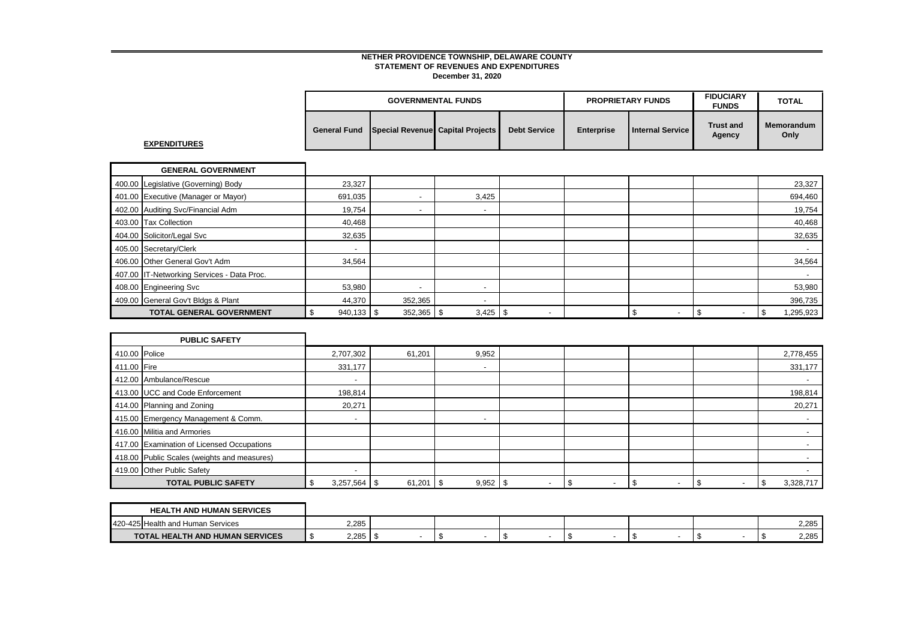**NETHER PROVIDENCE TOWNSHIP, DELAWARE COUNTY**
**STATEMENT OF REVENUES AND EXPENDITURES**
**December 31, 2020**

| | | GOVERNMENTAL FUNDS | | | | PROPRIETARY FUNDS | | FIDUCIARY FUNDS | TOTAL |
|---|---|---|---|---|---|---|---|---|---|
| | **EXPENDITURES** | General Fund | Special Revenue | Capital Projects | Debt Service | Enterprise | Internal Service | Trust and Agency | Memorandum Only |
| | **GENERAL GOVERNMENT** | | | | | | | | |
| 400.00 | Legislative (Governing) Body | 23,327 | | | | | | | 23,327 |
| 401.00 | Executive (Manager or Mayor) | 691,035 | - | 3,425 | | | | | 694,460 |
| 402.00 | Auditing Svc/Financial Adm | 19,754 | - | - | | | | | 19,754 |
| 403.00 | Tax Collection | 40,468 | | | | | | | 40,468 |
| 404.00 | Solicitor/Legal Svc | 32,635 | | | | | | | 32,635 |
| 405.00 | Secretary/Clerk | - | | | | | | | - |
| 406.00 | Other General Gov't Adm | 34,564 | | | | | | | 34,564 |
| 407.00 | IT-Networking Services - Data Proc. | | | | | | | | - |
| 408.00 | Engineering Svc | 53,980 | - | - | | | | | 53,980 |
| 409.00 | General Gov't Bldgs & Plant | 44,370 | 352,365 | - | | | | | 396,735 |
| | **TOTAL GENERAL GOVERNMENT** | $ 940,133 | $ 352,365 | $ 3,425 | $ - | | $ - | $ - | $ 1,295,923 |
| | **PUBLIC SAFETY** | | | | | | | | |
| 410.00 | Police | 2,707,302 | 61,201 | 9,952 | | | | | 2,778,455 |
| 411.00 | Fire | 331,177 | | - | | | | | 331,177 |
| 412.00 | Ambulance/Rescue | - | | | | | | | - |
| 413.00 | UCC and Code Enforcement | 198,814 | | | | | | | 198,814 |
| 414.00 | Planning and Zoning | 20,271 | | | | | | | 20,271 |
| 415.00 | Emergency Management & Comm. | - | | - | | | | | - |
| 416.00 | Militia and Armories | | | | | | | | - |
| 417.00 | Examination of Licensed Occupations | | | | | | | | - |
| 418.00 | Public Scales (weights and measures) | | | | | | | | - |
| 419.00 | Other Public Safety | - | | | | | | | - |
| | **TOTAL PUBLIC SAFETY** | $ 3,257,564 | $ 61,201 | $ 9,952 | $ - | $ - | $ - | $ - | $ 3,328,717 |
| | **HEALTH AND HUMAN SERVICES** | | | | | | | | |
| 420-425 | Health and Human Services | 2,285 | | | | | | | 2,285 |
| | **TOTAL HEALTH AND HUMAN SERVICES** | $ 2,285 | $ - | $ - | $ - | $ - | $ - | $ - | $ 2,285 |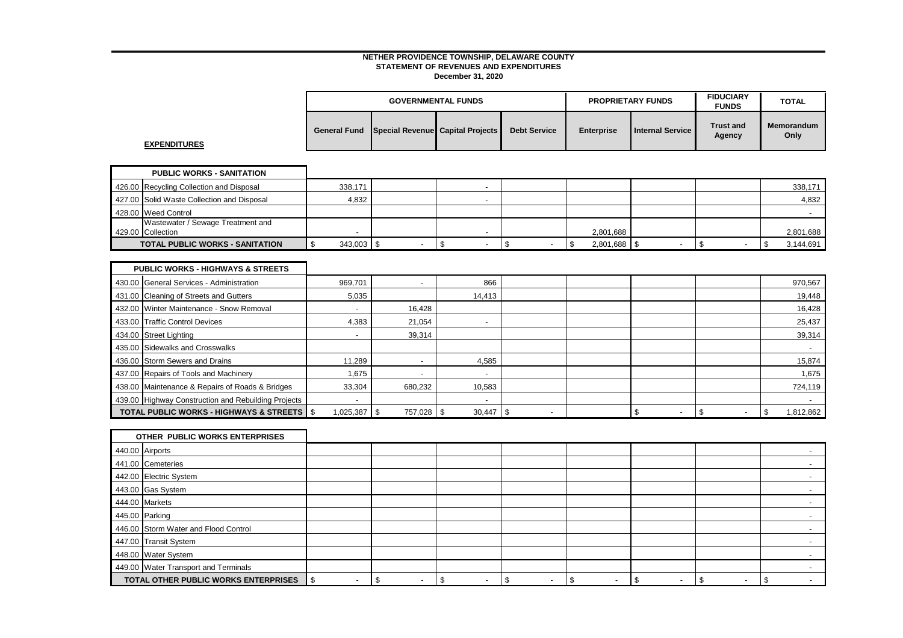# NETHER PROVIDENCE TOWNSHIP, DELAWARE COUNTY
## STATEMENT OF REVENUES AND EXPENDITURES
### December 31, 2020

| EXPENDITURES | GOVERNMENTAL FUNDS | | | | PROPRIETARY FUNDS | | FIDUCIARY FUNDS | TOTAL |
|---|---|---|---|---|---|---|---|---|
| | General Fund | Special Revenue | Capital Projects | Debt Service | Enterprise | Internal Service | Trust and Agency | Memorandum Only |
| **PUBLIC WORKS - SANITATION** | | | | | | | | |
| 426.00 Recycling Collection and Disposal | 338,171 | | - | | | | | 338,171 |
| 427.00 Solid Waste Collection and Disposal | 4,832 | | - | | | | | 4,832 |
| 428.00 Weed Control | | | | | | | | - |
| 429.00 Wastewater / Sewage Treatment and Collection | - | | - | | 2,801,688 | | | 2,801,688 |
| **TOTAL PUBLIC WORKS - SANITATION** | $ 343,003 | $ - | $ - | $ - | $ 2,801,688 | $ - | $ - | $ 3,144,691 |
| **PUBLIC WORKS - HIGHWAYS & STREETS** | | | | | | | | |
| 430.00 General Services - Administration | 969,701 | - | 866 | | | | | 970,567 |
| 431.00 Cleaning of Streets and Gutters | 5,035 | | 14,413 | | | | | 19,448 |
| 432.00 Winter Maintenance - Snow Removal | - | 16,428 | | | | | | 16,428 |
| 433.00 Traffic Control Devices | 4,383 | 21,054 | - | | | | | 25,437 |
| 434.00 Street Lighting | - | 39,314 | | | | | | 39,314 |
| 435.00 Sidewalks and Crosswalks | | | | | | | | - |
| 436.00 Storm Sewers and Drains | 11,289 | - | 4,585 | | | | | 15,874 |
| 437.00 Repairs of Tools and Machinery | 1,675 | - | - | | | | | 1,675 |
| 438.00 Maintenance & Repairs of Roads & Bridges | 33,304 | 680,232 | 10,583 | | | | | 724,119 |
| 439.00 Highway Construction and Rebuilding Projects | - | | - | | | | | - |
| **TOTAL PUBLIC WORKS - HIGHWAYS & STREETS** | $ 1,025,387 | $ 757,028 | $ 30,447 | $ - | | $ - | $ - | $ 1,812,862 |
| **OTHER PUBLIC WORKS ENTERPRISES** | | | | | | | | |
| 440.00 Airports | | | | | | | | - |
| 441.00 Cemeteries | | | | | | | | - |
| 442.00 Electric System | | | | | | | | - |
| 443.00 Gas System | | | | | | | | - |
| 444.00 Markets | | | | | | | | - |
| 445.00 Parking | | | | | | | | - |
| 446.00 Storm Water and Flood Control | | | | | | | | - |
| 447.00 Transit System | | | | | | | | - |
| 448.00 Water System | | | | | | | | - |
| 449.00 Water Transport and Terminals | | | | | | | | - |
| **TOTAL OTHER PUBLIC WORKS ENTERPRISES** | $ - | $ - | $ - | $ - | $ - | $ - | $ - | $ - |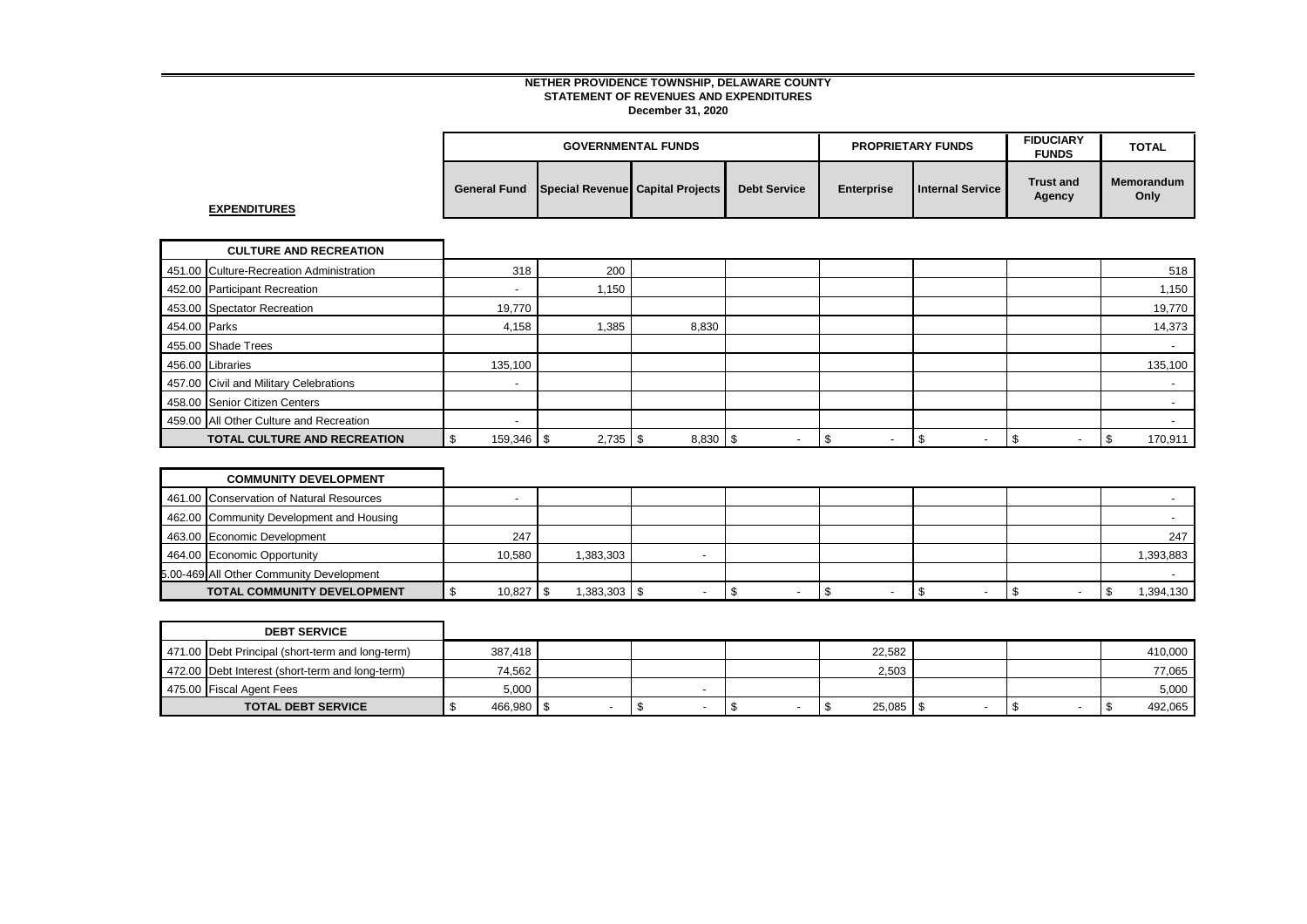**NETHER PROVIDENCE TOWNSHIP, DELAWARE COUNTY**
**STATEMENT OF REVENUES AND EXPENDITURES**
**December 31, 2020**

| | | GOVERNMENTAL FUNDS | | | | PROPRIETARY FUNDS | | FIDUCIARY FUNDS | TOTAL |
|---|---|---|---|---|---|---|---|---|---|
| **EXPENDITURES** | | General Fund | Special Revenue | Capital Projects | Debt Service | Enterprise | Internal Service | Trust and Agency | Memorandum Only |
| | **CULTURE AND RECREATION** | | | | | | | | |
| 451.00 | Culture-Recreation Administration | 318 | 200 | | | | | | 518 |
| 452.00 | Participant Recreation | - | 1,150 | | | | | | 1,150 |
| 453.00 | Spectator Recreation | 19,770 | | | | | | | 19,770 |
| 454.00 | Parks | 4,158 | 1,385 | 8,830 | | | | | 14,373 |
| 455.00 | Shade Trees | | | | | | | | - |
| 456.00 | Libraries | 135,100 | | | | | | | 135,100 |
| 457.00 | Civil and Military Celebrations | - | | | | | | | - |
| 458.00 | Senior Citizen Centers | | | | | | | | - |
| 459.00 | All Other Culture and Recreation | - | | | | | | | - |
| | **TOTAL CULTURE AND RECREATION** | $ 159,346 | $ 2,735 | $ 8,830 | $ - | $ - | $ - | $ - | $ 170,911 |
| | **COMMUNITY DEVELOPMENT** | | | | | | | | |
| 461.00 | Conservation of Natural Resources | - | | | | | | | - |
| 462.00 | Community Development and Housing | | | | | | | | - |
| 463.00 | Economic Development | 247 | | | | | | | 247 |
| 464.00 | Economic Opportunity | 10,580 | 1,383,303 | - | | | | | 1,393,883 |
| 465.00-469 | All Other Community Development | | | | | | | | - |
| | **TOTAL COMMUNITY DEVELOPMENT** | $ 10,827 | $ 1,383,303 | $ - | $ - | $ - | $ - | $ - | $ 1,394,130 |
| | **DEBT SERVICE** | | | | | | | | |
| 471.00 | Debt Principal (short-term and long-term) | 387,418 | | | | 22,582 | | | 410,000 |
| 472.00 | Debt Interest (short-term and long-term) | 74,562 | | | | 2,503 | | | 77,065 |
| 475.00 | Fiscal Agent Fees | 5,000 | | - | | | | | 5,000 |
| | **TOTAL DEBT SERVICE** | $ 466,980 | $ - | $ - | $ - | $ 25,085 | $ - | $ - | $ 492,065 |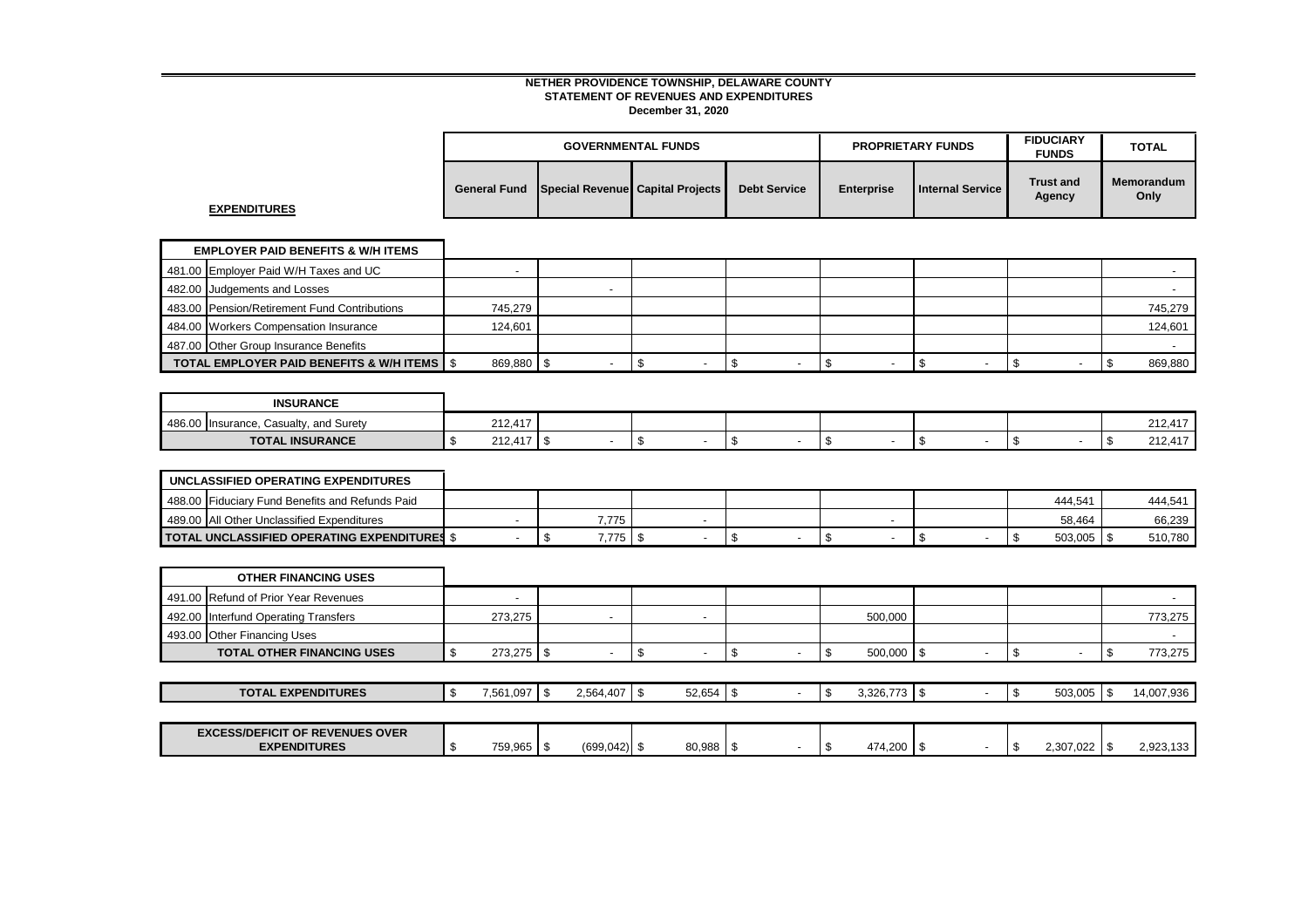**NETHER PROVIDENCE TOWNSHIP, DELAWARE COUNTY**
**STATEMENT OF REVENUES AND EXPENDITURES**
**December 31, 2020**

| **EXPENDITURES** | GOVERNMENTAL FUNDS | | | | PROPRIETARY FUNDS | | FIDUCIARY FUNDS | TOTAL |
|---|---|---|---|---|---|---|---|---|
| | General Fund | Special Revenue | Capital Projects | Debt Service | Enterprise | Internal Service | Trust and Agency | Memorandum Only |
| **EMPLOYER PAID BENEFITS & W/H ITEMS** | | | | | | | | |
| 481.00 Employer Paid W/H Taxes and UC | - | | | | | | | - |
| 482.00 Judgements and Losses | | - | | | | | | - |
| 483.00 Pension/Retirement Fund Contributions | 745,279 | | | | | | | 745,279 |
| 484.00 Workers Compensation Insurance | 124,601 | | | | | | | 124,601 |
| 487.00 Other Group Insurance Benefits | | | | | | | | - |
| **TOTAL EMPLOYER PAID BENEFITS & W/H ITEMS** | $ 869,880 | $ - | $ - | $ - | $ - | $ - | $ - | $ 869,880 |
| **INSURANCE** | | | | | | | | |
| 486.00 Insurance, Casualty, and Surety | 212,417 | | | | | | | 212,417 |
| **TOTAL INSURANCE** | $ 212,417 | $ - | $ - | $ - | $ - | $ - | $ - | $ 212,417 |
| **UNCLASSIFIED OPERATING EXPENDITURES** | | | | | | | | |
| 488.00 Fiduciary Fund Benefits and Refunds Paid | | | | | | | 444,541 | 444,541 |
| 489.00 All Other Unclassified Expenditures | - | 7,775 | - | | - | | 58,464 | 66,239 |
| **TOTAL UNCLASSIFIED OPERATING EXPENDITURES** | $ - | $ 7,775 | $ - | $ - | $ - | $ - | $ 503,005 | $ 510,780 |
| **OTHER FINANCING USES** | | | | | | | | |
| 491.00 Refund of Prior Year Revenues | - | | | | | | | - |
| 492.00 Interfund Operating Transfers | 273,275 | - | - | | 500,000 | | | 773,275 |
| 493.00 Other Financing Uses | | | | | | | | - |
| **TOTAL OTHER FINANCING USES** | $ 273,275 | $ - | $ - | $ - | $ 500,000 | $ - | $ - | $ 773,275 |
| **TOTAL EXPENDITURES** | $ 7,561,097 | $ 2,564,407 | $ 52,654 | $ - | $ 3,326,773 | $ - | $ 503,005 | $ 14,007,936 |
| **EXCESS/DEFICIT OF REVENUES OVER EXPENDITURES** | $ 759,965 | $ (699,042) | $ 80,988 | $ - | $ 474,200 | $ - | $ 2,307,022 | $ 2,923,133 |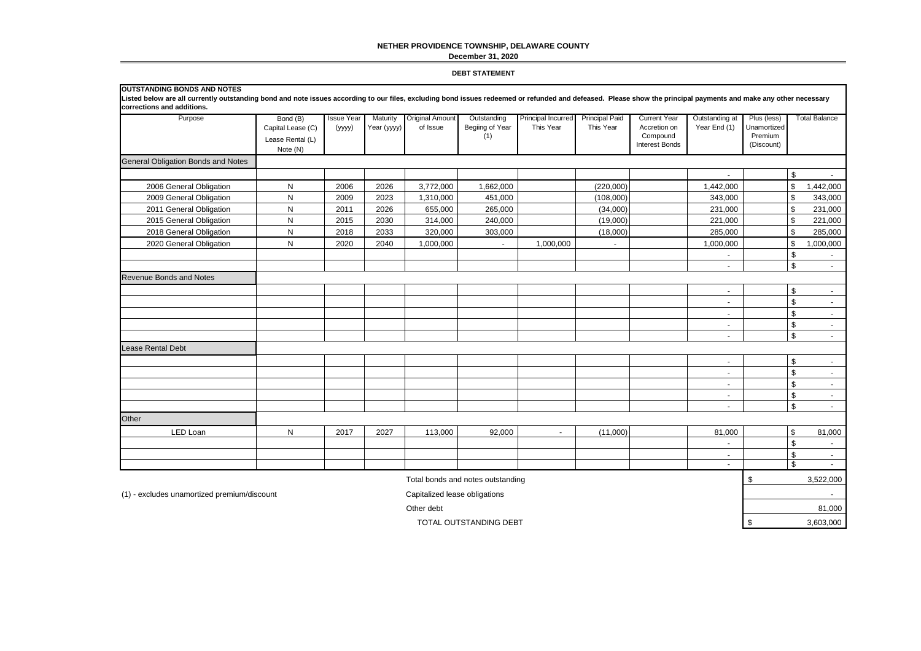**NETHER PROVIDENCE TOWNSHIP, DELAWARE COUNTY**

**December 31, 2020**

**DEBT STATEMENT**

**OUTSTANDING BONDS AND NOTES**

**Listed below are all currently outstanding bond and note issues according to our files, excluding bond issues redeemed or refunded and defeased. Please show the principal payments and make any other necessary corrections and additions.**

| Purpose | Bond (B) Capital Lease (C) Lease Rental (L) Note (N) | Issue Year (yyyy) | Maturity Year (yyyy) | Original Amount of Issue | Outstanding Begiing of Year (1) | Principal Incurred This Year | Principal Paid This Year | Current Year Accretion on Compound Interest Bonds | Outstanding at Year End (1) | Plus (less) Unamortized Premium (Discount) | Total Balance |
|---|---|---|---|---|---|---|---|---|---|---|---|
| General Obligation Bonds and Notes | | | | | | | | | | | |
| | | | | | | | | | - | | $ - |
| 2006 General Obligation | N | 2006 | 2026 | 3,772,000 | 1,662,000 | | (220,000) | | 1,442,000 | | $ 1,442,000 |
| 2009 General Obligation | N | 2009 | 2023 | 1,310,000 | 451,000 | | (108,000) | | 343,000 | | $ 343,000 |
| 2011 General Obligation | N | 2011 | 2026 | 655,000 | 265,000 | | (34,000) | | 231,000 | | $ 231,000 |
| 2015 General Obligation | N | 2015 | 2030 | 314,000 | 240,000 | | (19,000) | | 221,000 | | $ 221,000 |
| 2018 General Obligation | N | 2018 | 2033 | 320,000 | 303,000 | | (18,000) | | 285,000 | | $ 285,000 |
| 2020 General Obligation | N | 2020 | 2040 | 1,000,000 | - | 1,000,000 | - | | 1,000,000 | | $ 1,000,000 |
| | | | | | | | | | - | | $ - |
| | | | | | | | | | - | | $ - |
| Revenue Bonds and Notes | | | | | | | | | | | |
| | | | | | | | | | - | | $ - |
| | | | | | | | | | - | | $ - |
| | | | | | | | | | - | | $ - |
| | | | | | | | | | - | | $ - |
| | | | | | | | | | - | | $ - |
| Lease Rental Debt | | | | | | | | | | | |
| | | | | | | | | | - | | $ - |
| | | | | | | | | | - | | $ - |
| | | | | | | | | | - | | $ - |
| | | | | | | | | | - | | $ - |
| | | | | | | | | | - | | $ - |
| Other | | | | | | | | | | | |
| LED Loan | N | 2017 | 2027 | 113,000 | 92,000 | - | (11,000) | | 81,000 | | $ 81,000 |
| | | | | | | | | | - | | $ - |
| | | | | | | | | | - | | $ - |
| | | | | | | | | | - | | $ - |

| | |
|---|---|
| Total bonds and notes outstanding | $ 3,522,000 |
| Capitalized lease obligations | - |
| Other debt | 81,000 |
| TOTAL OUTSTANDING DEBT | $ 3,603,000 |

(1) - excludes unamortized premium/discount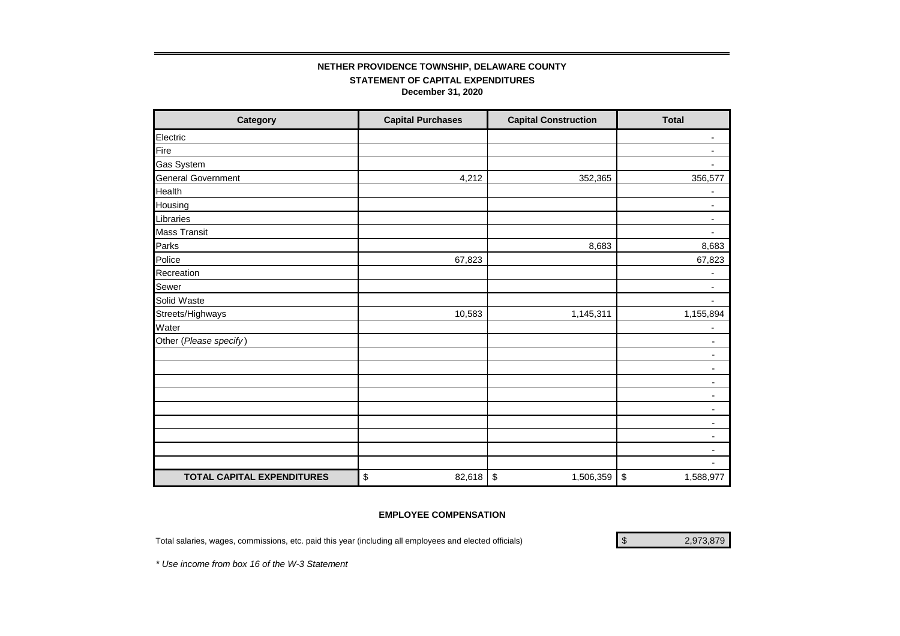**NETHER PROVIDENCE TOWNSHIP, DELAWARE COUNTY**

**STATEMENT OF CAPITAL EXPENDITURES**

**December 31, 2020**

| Category | Capital Purchases | Capital Construction | Total |
|---|---|---|---|
| Electric | | | - |
| Fire | | | - |
| Gas System | | | - |
| General Government | 4,212 | 352,365 | 356,577 |
| Health | | | - |
| Housing | | | - |
| Libraries | | | - |
| Mass Transit | | | - |
| Parks | | 8,683 | 8,683 |
| Police | 67,823 | | 67,823 |
| Recreation | | | - |
| Sewer | | | - |
| Solid Waste | | | - |
| Streets/Highways | 10,583 | 1,145,311 | 1,155,894 |
| Water | | | - |
| Other (*Please specify*) | | | - |
| | | | - |
| | | | - |
| | | | - |
| | | | - |
| | | | - |
| | | | - |
| | | | - |
| | | | - |
| | | | - |
| **TOTAL CAPITAL EXPENDITURES** | $ 82,618 | $ 1,506,359 | $ 1,588,977 |

**EMPLOYEE COMPENSATION**

Total salaries, wages, commissions, etc. paid this year (including all employees and elected officials) $ 2,973,879

*\* Use income from box 16 of the W-3 Statement*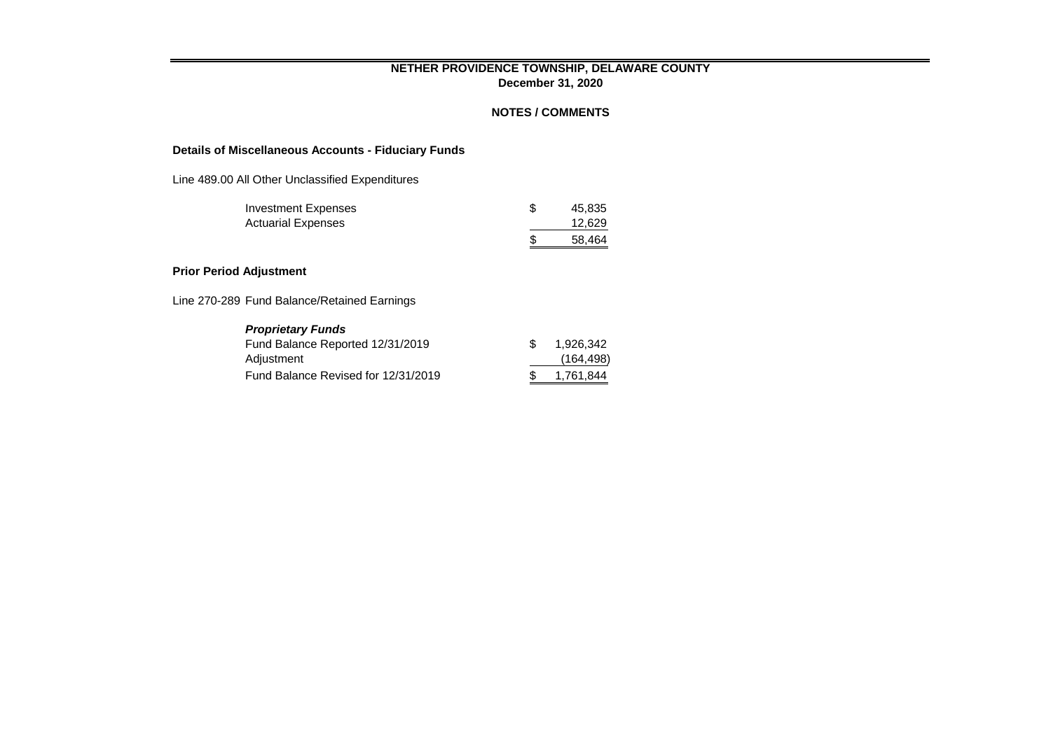**NETHER PROVIDENCE TOWNSHIP, DELAWARE COUNTY**
**December 31, 2020**

## NOTES / COMMENTS

### Details of Miscellaneous Accounts - Fiduciary Funds

Line 489.00 All Other Unclassified Expenditures

| | | |
|---|---|---|
| Investment Expenses | $ | 45,835 |
| Actuarial Expenses | | 12,629 |
| | $ | 58,464 |

### Prior Period Adjustment

Line 270-289 Fund Balance/Retained Earnings

***Proprietary Funds***

| | | |
|---|---|---|
| Fund Balance Reported 12/31/2019 | $ | 1,926,342 |
| Adjustment | | (164,498) |
| Fund Balance Revised for 12/31/2019 | $ | 1,761,844 |